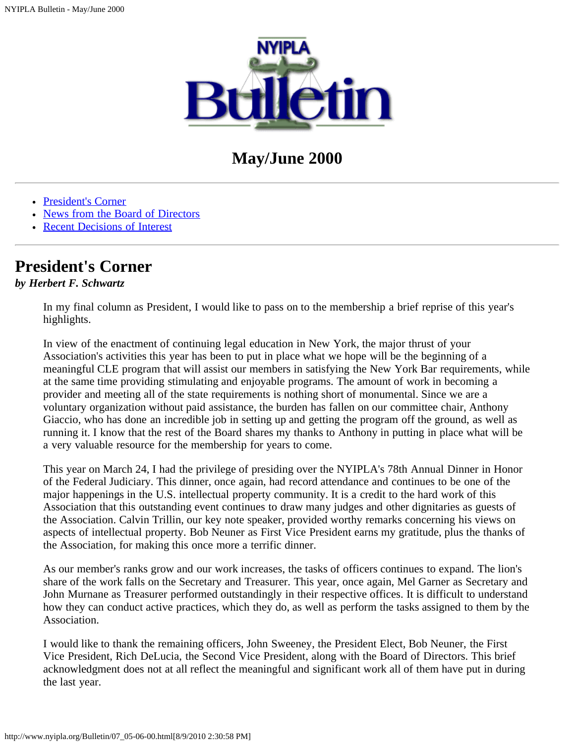# NYIPLA Bulletin

## May/June 2000

- President's Corner
- News from the Board of Directors
- Recent Decisions of Interest

---

## President's Corner

***by Herbert F. Schwartz***

In my final column as President, I would like to pass on to the membership a brief reprise of this year's highlights.

In view of the enactment of continuing legal education in New York, the major thrust of your Association's activities this year has been to put in place what we hope will be the beginning of a meaningful CLE program that will assist our members in satisfying the New York Bar requirements, while at the same time providing stimulating and enjoyable programs. The amount of work in becoming a provider and meeting all of the state requirements is nothing short of monumental. Since we are a voluntary organization without paid assistance, the burden has fallen on our committee chair, Anthony Giaccio, who has done an incredible job in setting up and getting the program off the ground, as well as running it. I know that the rest of the Board shares my thanks to Anthony in putting in place what will be a very valuable resource for the membership for years to come.

This year on March 24, I had the privilege of presiding over the NYIPLA's 78th Annual Dinner in Honor of the Federal Judiciary. This dinner, once again, had record attendance and continues to be one of the major happenings in the U.S. intellectual property community. It is a credit to the hard work of this Association that this outstanding event continues to draw many judges and other dignitaries as guests of the Association. Calvin Trillin, our key note speaker, provided worthy remarks concerning his views on aspects of intellectual property. Bob Neuner as First Vice President earns my gratitude, plus the thanks of the Association, for making this once more a terrific dinner.

As our member's ranks grow and our work increases, the tasks of officers continues to expand. The lion's share of the work falls on the Secretary and Treasurer. This year, once again, Mel Garner as Secretary and John Murnane as Treasurer performed outstandingly in their respective offices. It is difficult to understand how they can conduct active practices, which they do, as well as perform the tasks assigned to them by the Association.

I would like to thank the remaining officers, John Sweeney, the President Elect, Bob Neuner, the First Vice President, Rich DeLucia, the Second Vice President, along with the Board of Directors. This brief acknowledgment does not at all reflect the meaningful and significant work all of them have put in during the last year.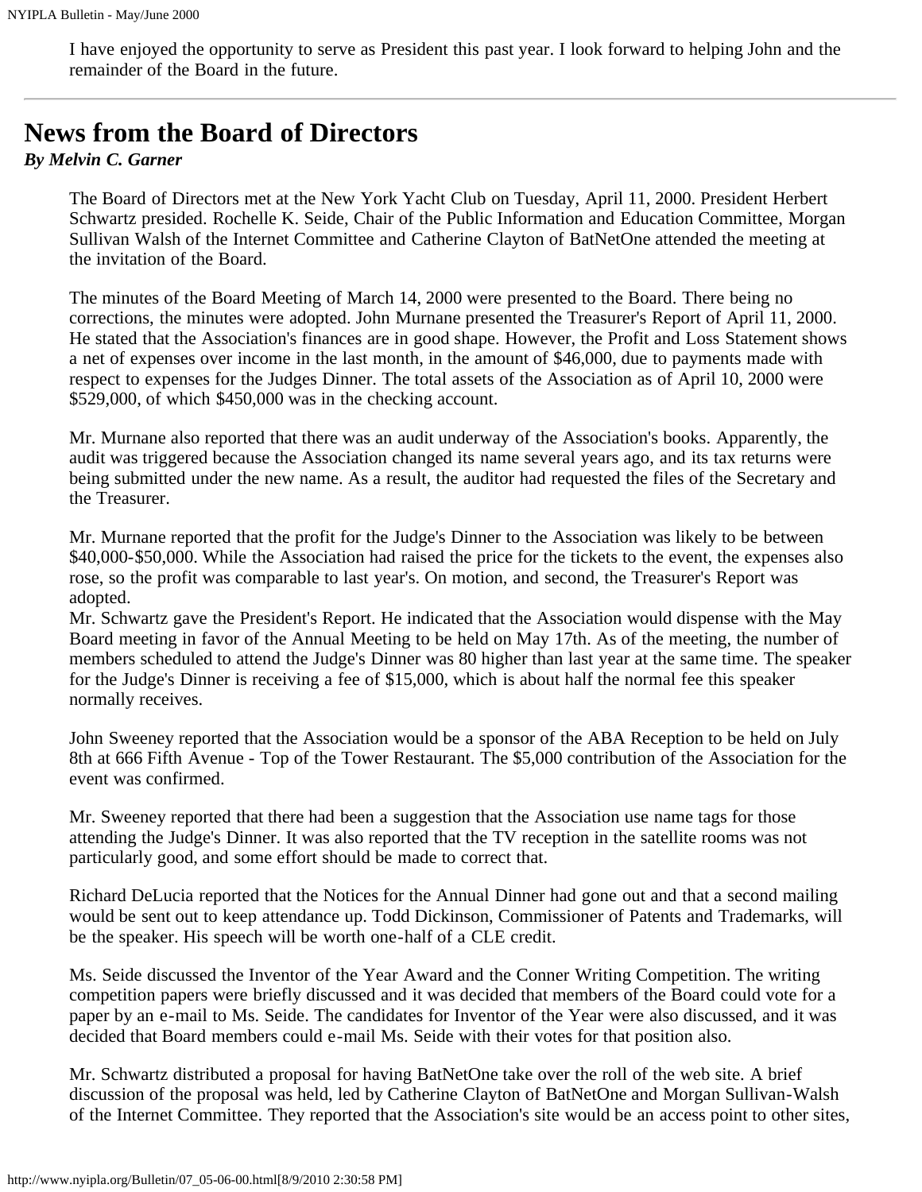I have enjoyed the opportunity to serve as President this past year. I look forward to helping John and the remainder of the Board in the future.

---

## News from the Board of Directors

***By Melvin C. Garner***

The Board of Directors met at the New York Yacht Club on Tuesday, April 11, 2000. President Herbert Schwartz presided. Rochelle K. Seide, Chair of the Public Information and Education Committee, Morgan Sullivan Walsh of the Internet Committee and Catherine Clayton of BatNetOne attended the meeting at the invitation of the Board.

The minutes of the Board Meeting of March 14, 2000 were presented to the Board. There being no corrections, the minutes were adopted. John Murnane presented the Treasurer's Report of April 11, 2000. He stated that the Association's finances are in good shape. However, the Profit and Loss Statement shows a net of expenses over income in the last month, in the amount of $46,000, due to payments made with respect to expenses for the Judges Dinner. The total assets of the Association as of April 10, 2000 were $529,000, of which $450,000 was in the checking account.

Mr. Murnane also reported that there was an audit underway of the Association's books. Apparently, the audit was triggered because the Association changed its name several years ago, and its tax returns were being submitted under the new name. As a result, the auditor had requested the files of the Secretary and the Treasurer.

Mr. Murnane reported that the profit for the Judge's Dinner to the Association was likely to be between $40,000-$50,000. While the Association had raised the price for the tickets to the event, the expenses also rose, so the profit was comparable to last year's. On motion, and second, the Treasurer's Report was adopted.

Mr. Schwartz gave the President's Report. He indicated that the Association would dispense with the May Board meeting in favor of the Annual Meeting to be held on May 17th. As of the meeting, the number of members scheduled to attend the Judge's Dinner was 80 higher than last year at the same time. The speaker for the Judge's Dinner is receiving a fee of $15,000, which is about half the normal fee this speaker normally receives.

John Sweeney reported that the Association would be a sponsor of the ABA Reception to be held on July 8th at 666 Fifth Avenue - Top of the Tower Restaurant. The $5,000 contribution of the Association for the event was confirmed.

Mr. Sweeney reported that there had been a suggestion that the Association use name tags for those attending the Judge's Dinner. It was also reported that the TV reception in the satellite rooms was not particularly good, and some effort should be made to correct that.

Richard DeLucia reported that the Notices for the Annual Dinner had gone out and that a second mailing would be sent out to keep attendance up. Todd Dickinson, Commissioner of Patents and Trademarks, will be the speaker. His speech will be worth one-half of a CLE credit.

Ms. Seide discussed the Inventor of the Year Award and the Conner Writing Competition. The writing competition papers were briefly discussed and it was decided that members of the Board could vote for a paper by an e-mail to Ms. Seide. The candidates for Inventor of the Year were also discussed, and it was decided that Board members could e-mail Ms. Seide with their votes for that position also.

Mr. Schwartz distributed a proposal for having BatNetOne take over the roll of the web site. A brief discussion of the proposal was held, led by Catherine Clayton of BatNetOne and Morgan Sullivan-Walsh of the Internet Committee. They reported that the Association's site would be an access point to other sites,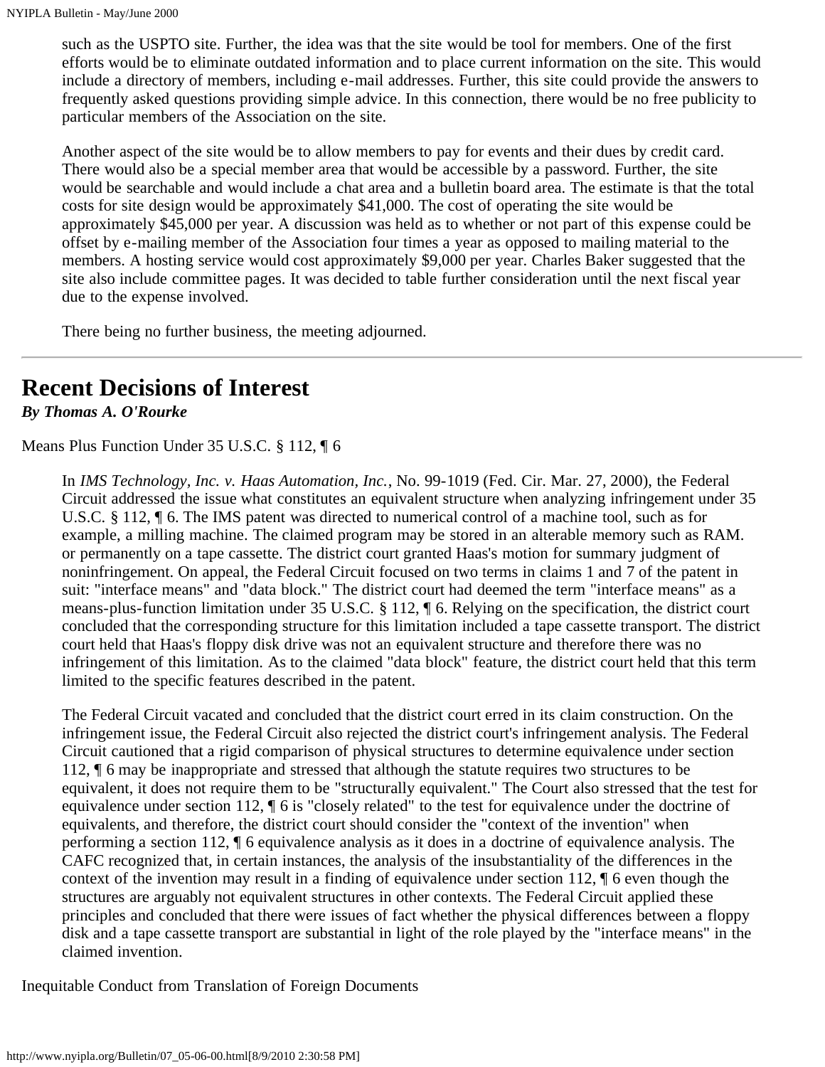such as the USPTO site. Further, the idea was that the site would be tool for members. One of the first efforts would be to eliminate outdated information and to place current information on the site. This would include a directory of members, including e-mail addresses. Further, this site could provide the answers to frequently asked questions providing simple advice. In this connection, there would be no free publicity to particular members of the Association on the site.

Another aspect of the site would be to allow members to pay for events and their dues by credit card. There would also be a special member area that would be accessible by a password. Further, the site would be searchable and would include a chat area and a bulletin board area. The estimate is that the total costs for site design would be approximately $41,000. The cost of operating the site would be approximately $45,000 per year. A discussion was held as to whether or not part of this expense could be offset by e-mailing member of the Association four times a year as opposed to mailing material to the members. A hosting service would cost approximately $9,000 per year. Charles Baker suggested that the site also include committee pages. It was decided to table further consideration until the next fiscal year due to the expense involved.

There being no further business, the meeting adjourned.

---

# Recent Decisions of Interest

***By Thomas A. O'Rourke***

Means Plus Function Under 35 U.S.C. § 112, ¶ 6

In *IMS Technology, Inc. v. Haas Automation, Inc.*, No. 99-1019 (Fed. Cir. Mar. 27, 2000), the Federal Circuit addressed the issue what constitutes an equivalent structure when analyzing infringement under 35 U.S.C. § 112, ¶ 6. The IMS patent was directed to numerical control of a machine tool, such as for example, a milling machine. The claimed program may be stored in an alterable memory such as RAM. or permanently on a tape cassette. The district court granted Haas's motion for summary judgment of noninfringement. On appeal, the Federal Circuit focused on two terms in claims 1 and 7 of the patent in suit: "interface means" and "data block." The district court had deemed the term "interface means" as a means-plus-function limitation under 35 U.S.C. § 112, ¶ 6. Relying on the specification, the district court concluded that the corresponding structure for this limitation included a tape cassette transport. The district court held that Haas's floppy disk drive was not an equivalent structure and therefore there was no infringement of this limitation. As to the claimed "data block" feature, the district court held that this term limited to the specific features described in the patent.

The Federal Circuit vacated and concluded that the district court erred in its claim construction. On the infringement issue, the Federal Circuit also rejected the district court's infringement analysis. The Federal Circuit cautioned that a rigid comparison of physical structures to determine equivalence under section 112, ¶ 6 may be inappropriate and stressed that although the statute requires two structures to be equivalent, it does not require them to be "structurally equivalent." The Court also stressed that the test for equivalence under section 112, ¶ 6 is "closely related" to the test for equivalence under the doctrine of equivalents, and therefore, the district court should consider the "context of the invention" when performing a section 112, ¶ 6 equivalence analysis as it does in a doctrine of equivalence analysis. The CAFC recognized that, in certain instances, the analysis of the insubstantiality of the differences in the context of the invention may result in a finding of equivalence under section 112, ¶ 6 even though the structures are arguably not equivalent structures in other contexts. The Federal Circuit applied these principles and concluded that there were issues of fact whether the physical differences between a floppy disk and a tape cassette transport are substantial in light of the role played by the "interface means" in the claimed invention.

Inequitable Conduct from Translation of Foreign Documents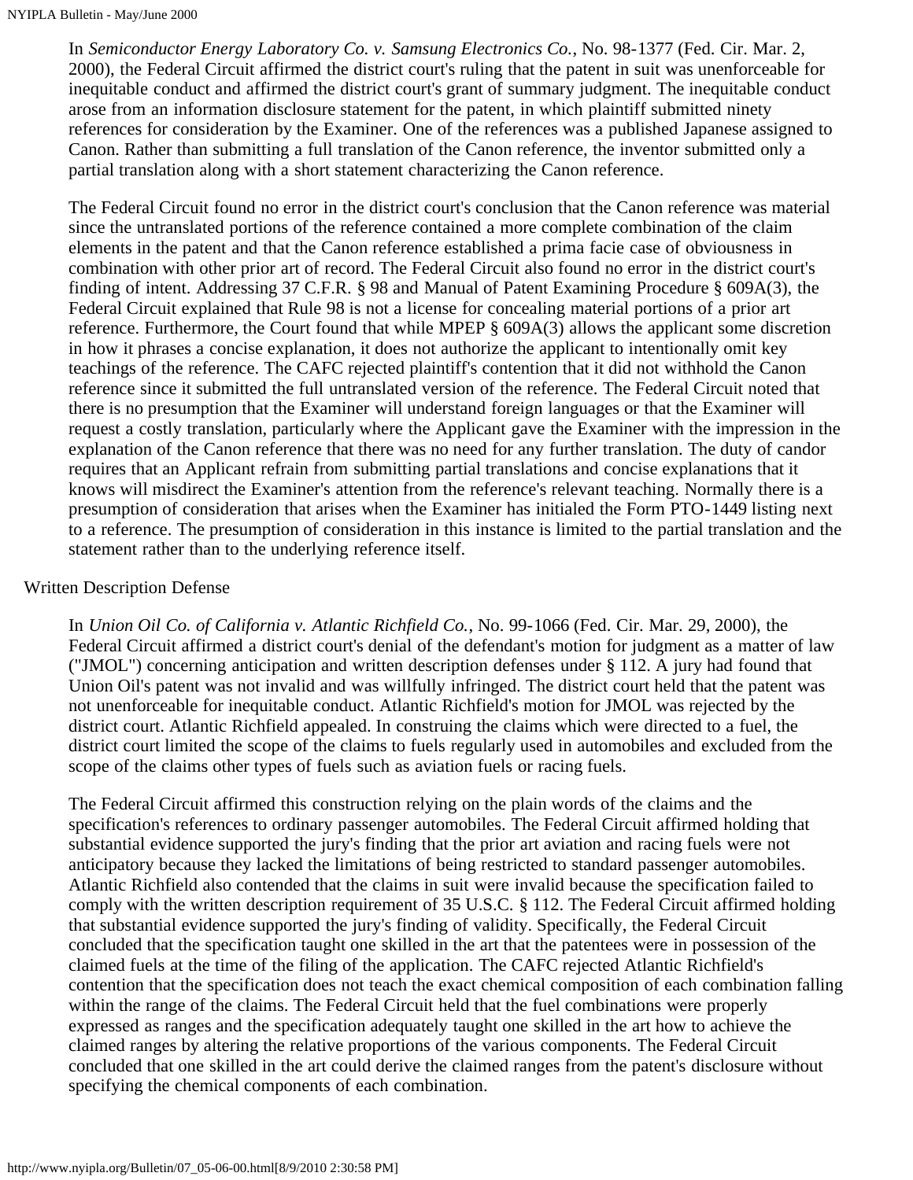In *Semiconductor Energy Laboratory Co. v. Samsung Electronics Co.*, No. 98-1377 (Fed. Cir. Mar. 2, 2000), the Federal Circuit affirmed the district court's ruling that the patent in suit was unenforceable for inequitable conduct and affirmed the district court's grant of summary judgment. The inequitable conduct arose from an information disclosure statement for the patent, in which plaintiff submitted ninety references for consideration by the Examiner. One of the references was a published Japanese assigned to Canon. Rather than submitting a full translation of the Canon reference, the inventor submitted only a partial translation along with a short statement characterizing the Canon reference.

The Federal Circuit found no error in the district court's conclusion that the Canon reference was material since the untranslated portions of the reference contained a more complete combination of the claim elements in the patent and that the Canon reference established a prima facie case of obviousness in combination with other prior art of record. The Federal Circuit also found no error in the district court's finding of intent. Addressing 37 C.F.R. § 98 and Manual of Patent Examining Procedure § 609A(3), the Federal Circuit explained that Rule 98 is not a license for concealing material portions of a prior art reference. Furthermore, the Court found that while MPEP § 609A(3) allows the applicant some discretion in how it phrases a concise explanation, it does not authorize the applicant to intentionally omit key teachings of the reference. The CAFC rejected plaintiff's contention that it did not withhold the Canon reference since it submitted the full untranslated version of the reference. The Federal Circuit noted that there is no presumption that the Examiner will understand foreign languages or that the Examiner will request a costly translation, particularly where the Applicant gave the Examiner with the impression in the explanation of the Canon reference that there was no need for any further translation. The duty of candor requires that an Applicant refrain from submitting partial translations and concise explanations that it knows will misdirect the Examiner's attention from the reference's relevant teaching. Normally there is a presumption of consideration that arises when the Examiner has initialed the Form PTO-1449 listing next to a reference. The presumption of consideration in this instance is limited to the partial translation and the statement rather than to the underlying reference itself.

Written Description Defense

In *Union Oil Co. of California v. Atlantic Richfield Co.*, No. 99-1066 (Fed. Cir. Mar. 29, 2000), the Federal Circuit affirmed a district court's denial of the defendant's motion for judgment as a matter of law ("JMOL") concerning anticipation and written description defenses under § 112. A jury had found that Union Oil's patent was not invalid and was willfully infringed. The district court held that the patent was not unenforceable for inequitable conduct. Atlantic Richfield's motion for JMOL was rejected by the district court. Atlantic Richfield appealed. In construing the claims which were directed to a fuel, the district court limited the scope of the claims to fuels regularly used in automobiles and excluded from the scope of the claims other types of fuels such as aviation fuels or racing fuels.

The Federal Circuit affirmed this construction relying on the plain words of the claims and the specification's references to ordinary passenger automobiles. The Federal Circuit affirmed holding that substantial evidence supported the jury's finding that the prior art aviation and racing fuels were not anticipatory because they lacked the limitations of being restricted to standard passenger automobiles. Atlantic Richfield also contended that the claims in suit were invalid because the specification failed to comply with the written description requirement of 35 U.S.C. § 112. The Federal Circuit affirmed holding that substantial evidence supported the jury's finding of validity. Specifically, the Federal Circuit concluded that the specification taught one skilled in the art that the patentees were in possession of the claimed fuels at the time of the filing of the application. The CAFC rejected Atlantic Richfield's contention that the specification does not teach the exact chemical composition of each combination falling within the range of the claims. The Federal Circuit held that the fuel combinations were properly expressed as ranges and the specification adequately taught one skilled in the art how to achieve the claimed ranges by altering the relative proportions of the various components. The Federal Circuit concluded that one skilled in the art could derive the claimed ranges from the patent's disclosure without specifying the chemical components of each combination.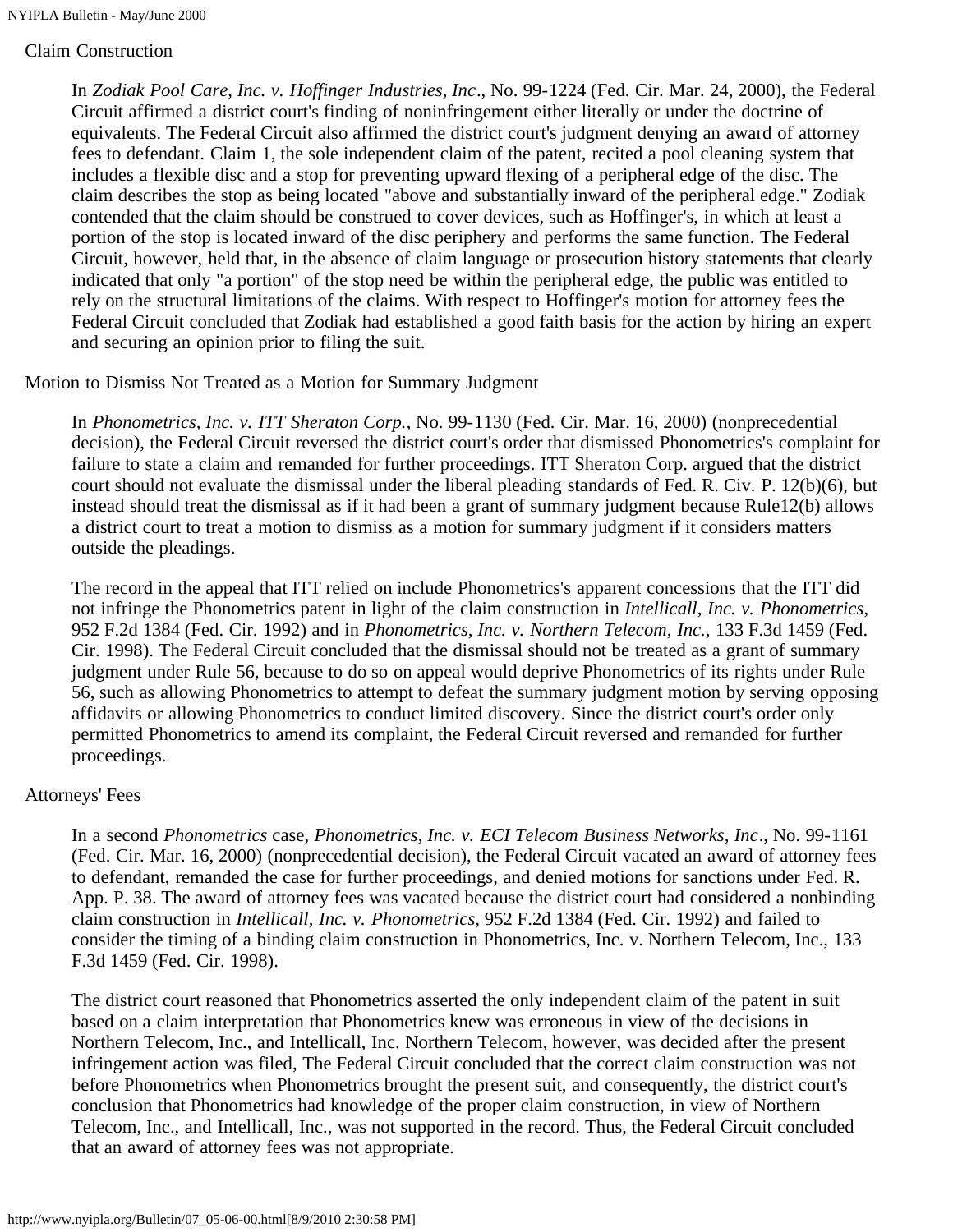## Claim Construction

In *Zodiak Pool Care, Inc. v. Hoffinger Industries, Inc*., No. 99-1224 (Fed. Cir. Mar. 24, 2000), the Federal Circuit affirmed a district court's finding of noninfringement either literally or under the doctrine of equivalents. The Federal Circuit also affirmed the district court's judgment denying an award of attorney fees to defendant. Claim 1, the sole independent claim of the patent, recited a pool cleaning system that includes a flexible disc and a stop for preventing upward flexing of a peripheral edge of the disc. The claim describes the stop as being located "above and substantially inward of the peripheral edge." Zodiak contended that the claim should be construed to cover devices, such as Hoffinger's, in which at least a portion of the stop is located inward of the disc periphery and performs the same function. The Federal Circuit, however, held that, in the absence of claim language or prosecution history statements that clearly indicated that only "a portion" of the stop need be within the peripheral edge, the public was entitled to rely on the structural limitations of the claims. With respect to Hoffinger's motion for attorney fees the Federal Circuit concluded that Zodiak had established a good faith basis for the action by hiring an expert and securing an opinion prior to filing the suit.

## Motion to Dismiss Not Treated as a Motion for Summary Judgment

In *Phonometrics, Inc. v. ITT Sheraton Corp.*, No. 99-1130 (Fed. Cir. Mar. 16, 2000) (nonprecedential decision), the Federal Circuit reversed the district court's order that dismissed Phonometrics's complaint for failure to state a claim and remanded for further proceedings. ITT Sheraton Corp. argued that the district court should not evaluate the dismissal under the liberal pleading standards of Fed. R. Civ. P. 12(b)(6), but instead should treat the dismissal as if it had been a grant of summary judgment because Rule12(b) allows a district court to treat a motion to dismiss as a motion for summary judgment if it considers matters outside the pleadings.

The record in the appeal that ITT relied on include Phonometrics's apparent concessions that the ITT did not infringe the Phonometrics patent in light of the claim construction in *Intellicall, Inc. v. Phonometrics*, 952 F.2d 1384 (Fed. Cir. 1992) and in *Phonometrics, Inc. v. Northern Telecom, Inc.*, 133 F.3d 1459 (Fed. Cir. 1998). The Federal Circuit concluded that the dismissal should not be treated as a grant of summary judgment under Rule 56, because to do so on appeal would deprive Phonometrics of its rights under Rule 56, such as allowing Phonometrics to attempt to defeat the summary judgment motion by serving opposing affidavits or allowing Phonometrics to conduct limited discovery. Since the district court's order only permitted Phonometrics to amend its complaint, the Federal Circuit reversed and remanded for further proceedings.

## Attorneys' Fees

In a second *Phonometrics* case, *Phonometrics, Inc. v. ECI Telecom Business Networks, Inc*., No. 99-1161 (Fed. Cir. Mar. 16, 2000) (nonprecedential decision), the Federal Circuit vacated an award of attorney fees to defendant, remanded the case for further proceedings, and denied motions for sanctions under Fed. R. App. P. 38. The award of attorney fees was vacated because the district court had considered a nonbinding claim construction in *Intellicall, Inc. v. Phonometrics,* 952 F.2d 1384 (Fed. Cir. 1992) and failed to consider the timing of a binding claim construction in Phonometrics, Inc. v. Northern Telecom, Inc., 133 F.3d 1459 (Fed. Cir. 1998).

The district court reasoned that Phonometrics asserted the only independent claim of the patent in suit based on a claim interpretation that Phonometrics knew was erroneous in view of the decisions in Northern Telecom, Inc., and Intellicall, Inc. Northern Telecom, however, was decided after the present infringement action was filed, The Federal Circuit concluded that the correct claim construction was not before Phonometrics when Phonometrics brought the present suit, and consequently, the district court's conclusion that Phonometrics had knowledge of the proper claim construction, in view of Northern Telecom, Inc., and Intellicall, Inc., was not supported in the record. Thus, the Federal Circuit concluded that an award of attorney fees was not appropriate.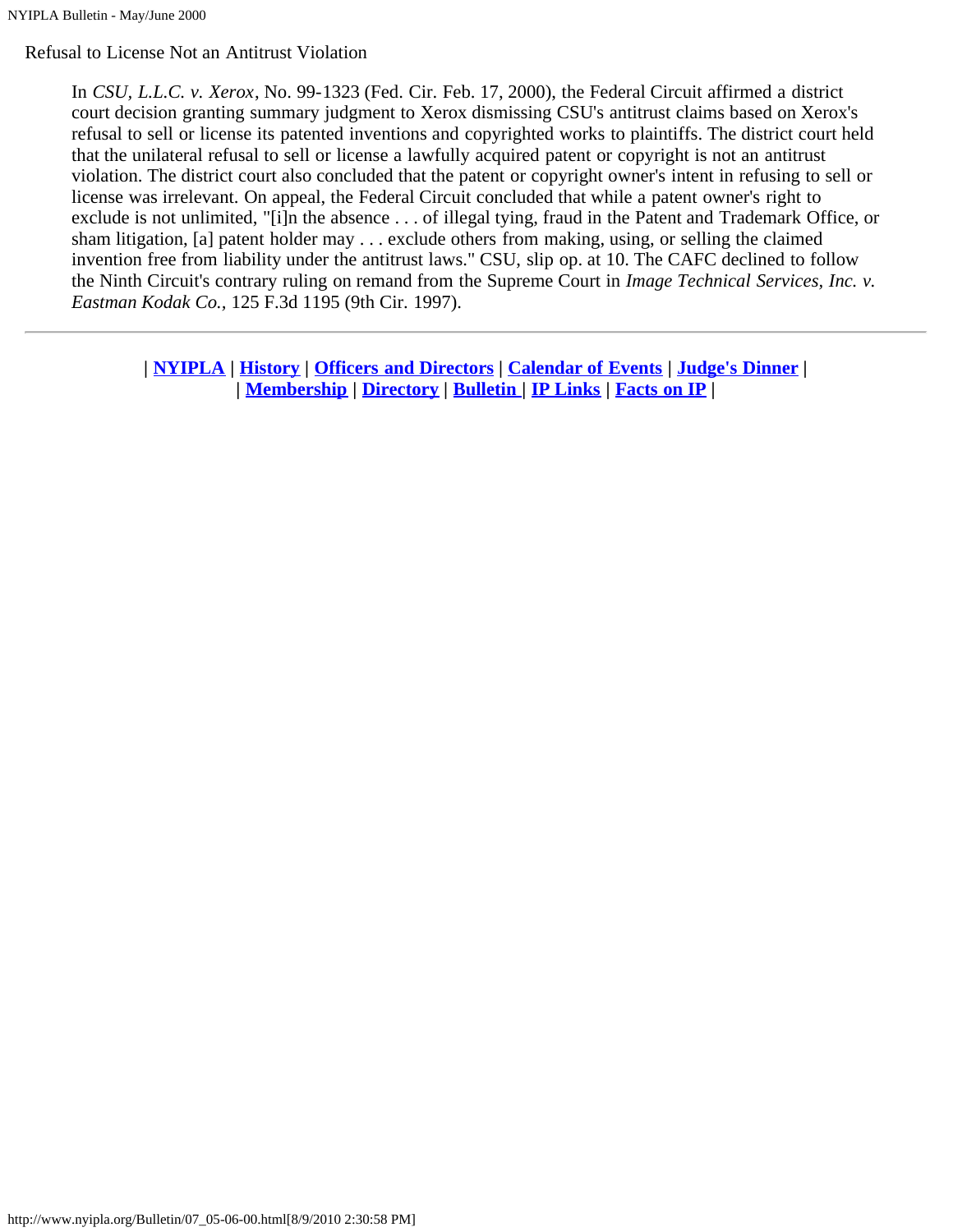Refusal to License Not an Antitrust Violation

In *CSU, L.L.C. v. Xerox*, No. 99-1323 (Fed. Cir. Feb. 17, 2000), the Federal Circuit affirmed a district court decision granting summary judgment to Xerox dismissing CSU's antitrust claims based on Xerox's refusal to sell or license its patented inventions and copyrighted works to plaintiffs. The district court held that the unilateral refusal to sell or license a lawfully acquired patent or copyright is not an antitrust violation. The district court also concluded that the patent or copyright owner's intent in refusing to sell or license was irrelevant. On appeal, the Federal Circuit concluded that while a patent owner's right to exclude is not unlimited, "[i]n the absence . . . of illegal tying, fraud in the Patent and Trademark Office, or sham litigation, [a] patent holder may . . . exclude others from making, using, or selling the claimed invention free from liability under the antitrust laws." CSU, slip op. at 10. The CAFC declined to follow the Ninth Circuit's contrary ruling on remand from the Supreme Court in *Image Technical Services, Inc. v. Eastman Kodak Co.*, 125 F.3d 1195 (9th Cir. 1997).

---

| **NYIPLA** | **History** | **Officers and Directors** | **Calendar of Events** | **Judge's Dinner** |
| **Membership** | **Directory** | **Bulletin** | **IP Links** | **Facts on IP** |